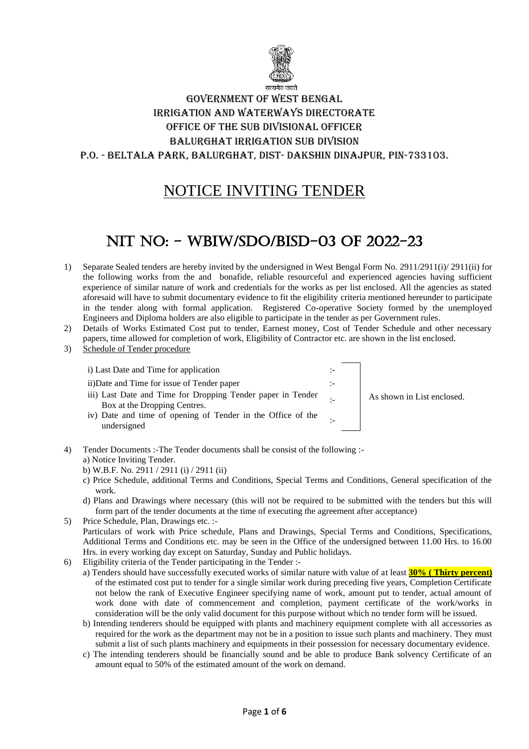सत्यमेव जयते

# GOVERNMENT OF WEST BENGAL
# IRRIGATION AND WATERWAYS DIRECTORATE
# OFFICE OF THE SUB DIVISIONAL OFFICER
# BALURGHAT IRRIGATION SUB DIVISION
# P.O. - BELTALA PARK, BALURGHAT, DIST- DAKSHIN DINAJPUR, PIN-733103.

## NOTICE INVITING TENDER

## NIT NO: - WBIW/SDO/BISD-03 OF 2022-23

1) Separate Sealed tenders are hereby invited by the undersigned in West Bengal Form No. 2911/2911(i)/ 2911(ii) for the following works from the and bonafide, reliable resourceful and experienced agencies having sufficient experience of similar nature of work and credentials for the works as per list enclosed. All the agencies as stated aforesaid will have to submit documentary evidence to fit the eligibility criteria mentioned hereunder to participate in the tender along with formal application. Registered Co-operative Society formed by the unemployed Engineers and Diploma holders are also eligible to participate in the tender as per Government rules.
2) Details of Works Estimated Cost put to tender, Earnest money, Cost of Tender Schedule and other necessary papers, time allowed for completion of work, Eligibility of Contractor etc. are shown in the list enclosed.
3) Schedule of Tender procedure

| | | |
|---|---|---|
| i) Last Date and Time for application | :- | As shown in List enclosed. |
| ii)Date and Time for issue of Tender paper | :- | |
| iii) Last Date and Time for Dropping Tender paper in Tender Box at the Dropping Centres. | :- | |
| iv) Date and time of opening of Tender in the Office of the undersigned | :- | |

4) Tender Documents :-The Tender documents shall be consist of the following :-
   a) Notice Inviting Tender.
   b) W.B.F. No. 2911 / 2911 (i) / 2911 (ii)
   c) Price Schedule, additional Terms and Conditions, Special Terms and Conditions, General specification of the work.
   d) Plans and Drawings where necessary (this will not be required to be submitted with the tenders but this will form part of the tender documents at the time of executing the agreement after acceptance)
5) Price Schedule, Plan, Drawings etc. :-
   Particulars of work with Price schedule, Plans and Drawings, Special Terms and Conditions, Specifications, Additional Terms and Conditions etc. may be seen in the Office of the undersigned between 11.00 Hrs. to 16.00 Hrs. in every working day except on Saturday, Sunday and Public holidays.
6) Eligibility criteria of the Tender participating in the Tender :-
   a) Tenders should have successfully executed works of similar nature with value of at least **30% ( Thirty percent)** of the estimated cost put to tender for a single similar work during preceding five years, Completion Certificate not below the rank of Executive Engineer specifying name of work, amount put to tender, actual amount of work done with date of commencement and completion, payment certificate of the work/works in consideration will be the only valid document for this purpose without which no tender form will be issued.
   b) Intending tenderers should be equipped with plants and machinery equipment complete with all accessories as required for the work as the department may not be in a position to issue such plants and machinery. They must submit a list of such plants machinery and equipments in their possession for necessary documentary evidence.
   c) The intending tenderers should be financially sound and be able to produce Bank solvency Certificate of an amount equal to 50% of the estimated amount of the work on demand.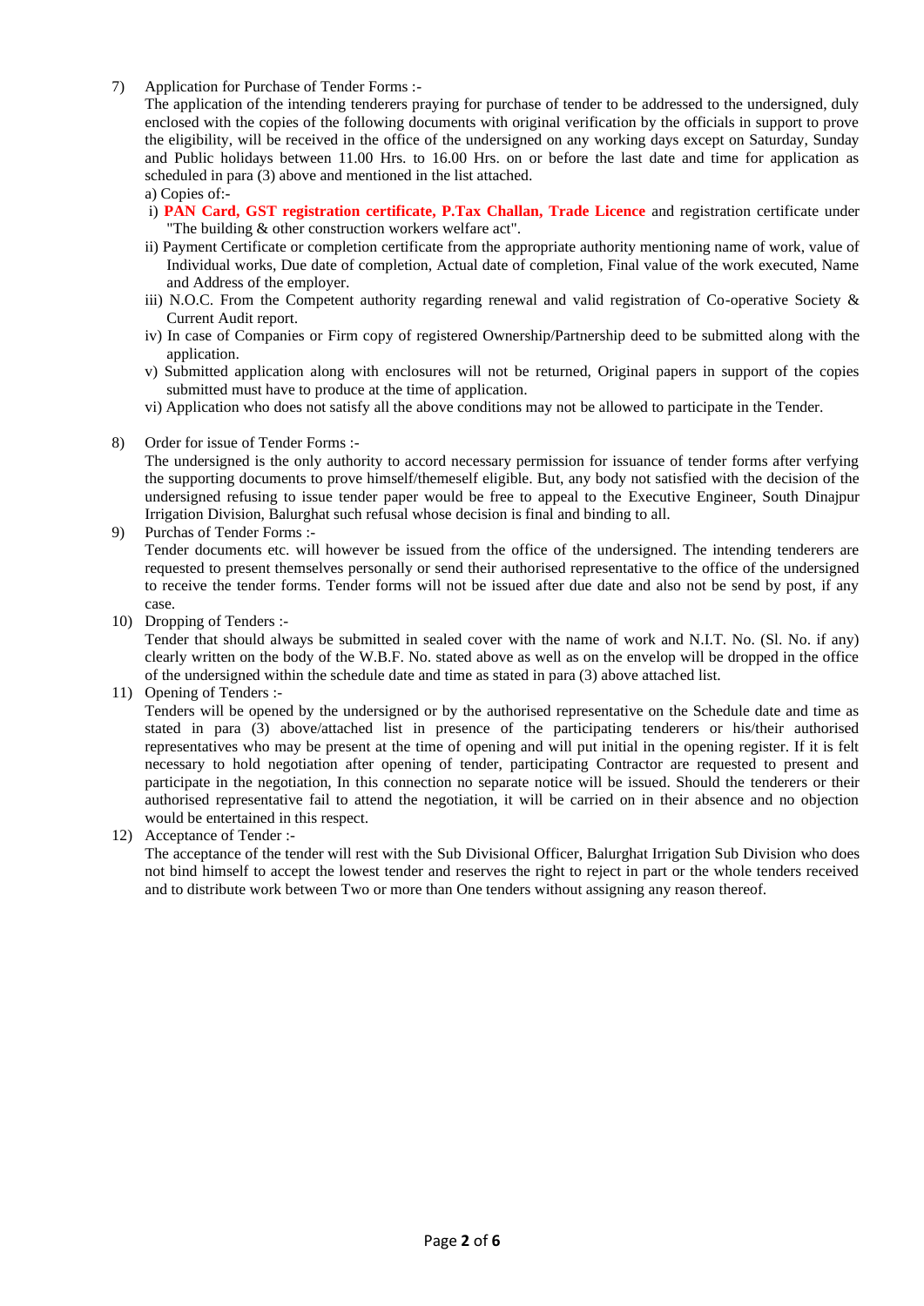7) Application for Purchase of Tender Forms :-

The application of the intending tenderers praying for purchase of tender to be addressed to the undersigned, duly enclosed with the copies of the following documents with original verification by the officials in support to prove the eligibility, will be received in the office of the undersigned on any working days except on Saturday, Sunday and Public holidays between 11.00 Hrs. to 16.00 Hrs. on or before the last date and time for application as scheduled in para (3) above and mentioned in the list attached.

a) Copies of:-

i) **PAN Card, GST registration certificate, P.Tax Challan, Trade Licence** and registration certificate under "The building & other construction workers welfare act".

ii) Payment Certificate or completion certificate from the appropriate authority mentioning name of work, value of Individual works, Due date of completion, Actual date of completion, Final value of the work executed, Name and Address of the employer.

iii) N.O.C. From the Competent authority regarding renewal and valid registration of Co-operative Society & Current Audit report.

iv) In case of Companies or Firm copy of registered Ownership/Partnership deed to be submitted along with the application.

v) Submitted application along with enclosures will not be returned, Original papers in support of the copies submitted must have to produce at the time of application.

vi) Application who does not satisfy all the above conditions may not be allowed to participate in the Tender.

8) Order for issue of Tender Forms :-

The undersigned is the only authority to accord necessary permission for issuance of tender forms after verfying the supporting documents to prove himself/themeself eligible. But, any body not satisfied with the decision of the undersigned refusing to issue tender paper would be free to appeal to the Executive Engineer, South Dinajpur Irrigation Division, Balurghat such refusal whose decision is final and binding to all.

9) Purchas of Tender Forms :-

Tender documents etc. will however be issued from the office of the undersigned. The intending tenderers are requested to present themselves personally or send their authorised representative to the office of the undersigned to receive the tender forms. Tender forms will not be issued after due date and also not be send by post, if any case.

10) Dropping of Tenders :-

Tender that should always be submitted in sealed cover with the name of work and N.I.T. No. (Sl. No. if any) clearly written on the body of the W.B.F. No. stated above as well as on the envelop will be dropped in the office of the undersigned within the schedule date and time as stated in para (3) above attached list.

11) Opening of Tenders :-

Tenders will be opened by the undersigned or by the authorised representative on the Schedule date and time as stated in para (3) above/attached list in presence of the participating tenderers or his/their authorised representatives who may be present at the time of opening and will put initial in the opening register. If it is felt necessary to hold negotiation after opening of tender, participating Contractor are requested to present and participate in the negotiation, In this connection no separate notice will be issued. Should the tenderers or their authorised representative fail to attend the negotiation, it will be carried on in their absence and no objection would be entertained in this respect.

12) Acceptance of Tender :-

The acceptance of the tender will rest with the Sub Divisional Officer, Balurghat Irrigation Sub Division who does not bind himself to accept the lowest tender and reserves the right to reject in part or the whole tenders received and to distribute work between Two or more than One tenders without assigning any reason thereof.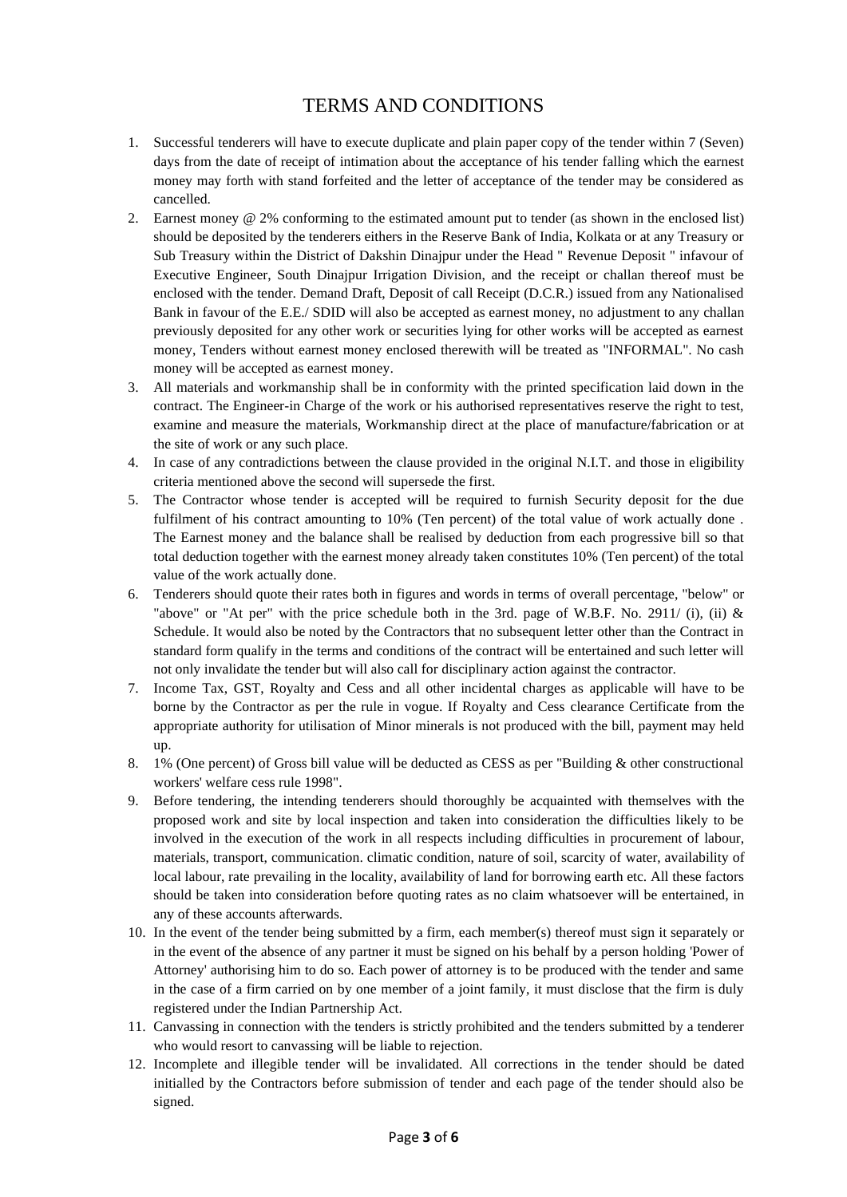# TERMS AND CONDITIONS

1. Successful tenderers will have to execute duplicate and plain paper copy of the tender within 7 (Seven) days from the date of receipt of intimation about the acceptance of his tender falling which the earnest money may forth with stand forfeited and the letter of acceptance of the tender may be considered as cancelled.
2. Earnest money @ 2% conforming to the estimated amount put to tender (as shown in the enclosed list) should be deposited by the tenderers eithers in the Reserve Bank of India, Kolkata or at any Treasury or Sub Treasury within the District of Dakshin Dinajpur under the Head " Revenue Deposit " infavour of Executive Engineer, South Dinajpur Irrigation Division, and the receipt or challan thereof must be enclosed with the tender. Demand Draft, Deposit of call Receipt (D.C.R.) issued from any Nationalised Bank in favour of the E.E./ SDID will also be accepted as earnest money, no adjustment to any challan previously deposited for any other work or securities lying for other works will be accepted as earnest money, Tenders without earnest money enclosed therewith will be treated as "INFORMAL". No cash money will be accepted as earnest money.
3. All materials and workmanship shall be in conformity with the printed specification laid down in the contract. The Engineer-in Charge of the work or his authorised representatives reserve the right to test, examine and measure the materials, Workmanship direct at the place of manufacture/fabrication or at the site of work or any such place.
4. In case of any contradictions between the clause provided in the original N.I.T. and those in eligibility criteria mentioned above the second will supersede the first.
5. The Contractor whose tender is accepted will be required to furnish Security deposit for the due fulfilment of his contract amounting to 10% (Ten percent) of the total value of work actually done . The Earnest money and the balance shall be realised by deduction from each progressive bill so that total deduction together with the earnest money already taken constitutes 10% (Ten percent) of the total value of the work actually done.
6. Tenderers should quote their rates both in figures and words in terms of overall percentage, "below" or "above" or "At per" with the price schedule both in the 3rd. page of W.B.F. No. 2911/ (i), (ii) & Schedule. It would also be noted by the Contractors that no subsequent letter other than the Contract in standard form qualify in the terms and conditions of the contract will be entertained and such letter will not only invalidate the tender but will also call for disciplinary action against the contractor.
7. Income Tax, GST, Royalty and Cess and all other incidental charges as applicable will have to be borne by the Contractor as per the rule in vogue. If Royalty and Cess clearance Certificate from the appropriate authority for utilisation of Minor minerals is not produced with the bill, payment may held up.
8. 1% (One percent) of Gross bill value will be deducted as CESS as per "Building & other constructional workers' welfare cess rule 1998".
9. Before tendering, the intending tenderers should thoroughly be acquainted with themselves with the proposed work and site by local inspection and taken into consideration the difficulties likely to be involved in the execution of the work in all respects including difficulties in procurement of labour, materials, transport, communication. climatic condition, nature of soil, scarcity of water, availability of local labour, rate prevailing in the locality, availability of land for borrowing earth etc. All these factors should be taken into consideration before quoting rates as no claim whatsoever will be entertained, in any of these accounts afterwards.
10. In the event of the tender being submitted by a firm, each member(s) thereof must sign it separately or in the event of the absence of any partner it must be signed on his behalf by a person holding 'Power of Attorney' authorising him to do so. Each power of attorney is to be produced with the tender and same in the case of a firm carried on by one member of a joint family, it must disclose that the firm is duly registered under the Indian Partnership Act.
11. Canvassing in connection with the tenders is strictly prohibited and the tenders submitted by a tenderer who would resort to canvassing will be liable to rejection.
12. Incomplete and illegible tender will be invalidated. All corrections in the tender should be dated initialled by the Contractors before submission of tender and each page of the tender should also be signed.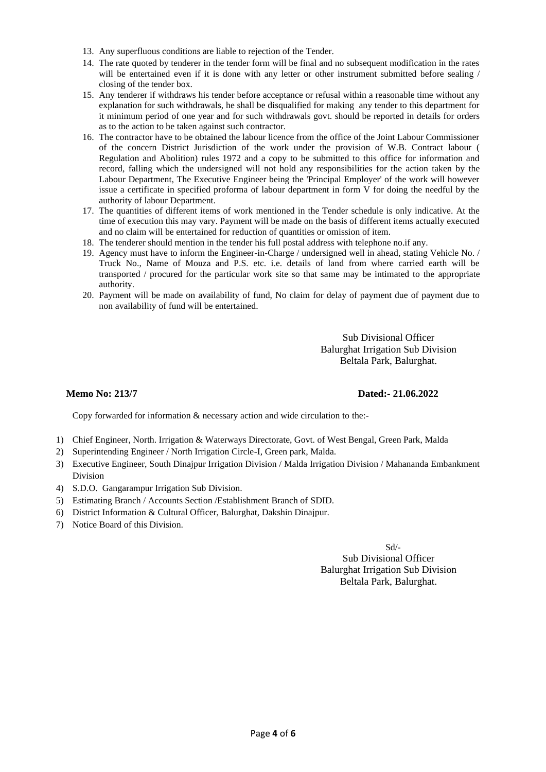13. Any superfluous conditions are liable to rejection of the Tender.
14. The rate quoted by tenderer in the tender form will be final and no subsequent modification in the rates will be entertained even if it is done with any letter or other instrument submitted before sealing / closing of the tender box.
15. Any tenderer if withdraws his tender before acceptance or refusal within a reasonable time without any explanation for such withdrawals, he shall be disqualified for making any tender to this department for it minimum period of one year and for such withdrawals govt. should be reported in details for orders as to the action to be taken against such contractor.
16. The contractor have to be obtained the labour licence from the office of the Joint Labour Commissioner of the concern District Jurisdiction of the work under the provision of W.B. Contract labour ( Regulation and Abolition) rules 1972 and a copy to be submitted to this office for information and record, falling which the undersigned will not hold any responsibilities for the action taken by the Labour Department, The Executive Engineer being the 'Principal Employer' of the work will however issue a certificate in specified proforma of labour department in form V for doing the needful by the authority of labour Department.
17. The quantities of different items of work mentioned in the Tender schedule is only indicative. At the time of execution this may vary. Payment will be made on the basis of different items actually executed and no claim will be entertained for reduction of quantities or omission of item.
18. The tenderer should mention in the tender his full postal address with telephone no.if any.
19. Agency must have to inform the Engineer-in-Charge / undersigned well in ahead, stating Vehicle No. / Truck No., Name of Mouza and P.S. etc. i.e. details of land from where carried earth will be transported / procured for the particular work site so that same may be intimated to the appropriate authority.
20. Payment will be made on availability of fund, No claim for delay of payment due of payment due to non availability of fund will be entertained.

Sub Divisional Officer
Balurghat Irrigation Sub Division
Beltala Park, Balurghat.

**Memo No: 213/7** **Dated:- 21.06.2022**

Copy forwarded for information & necessary action and wide circulation to the:-

1) Chief Engineer, North. Irrigation & Waterways Directorate, Govt. of West Bengal, Green Park, Malda
2) Superintending Engineer / North Irrigation Circle-I, Green park, Malda.
3) Executive Engineer, South Dinajpur Irrigation Division / Malda Irrigation Division / Mahananda Embankment Division
4) S.D.O. Gangarampur Irrigation Sub Division.
5) Estimating Branch / Accounts Section /Establishment Branch of SDID.
6) District Information & Cultural Officer, Balurghat, Dakshin Dinajpur.
7) Notice Board of this Division.

Sd/-
Sub Divisional Officer
Balurghat Irrigation Sub Division
Beltala Park, Balurghat.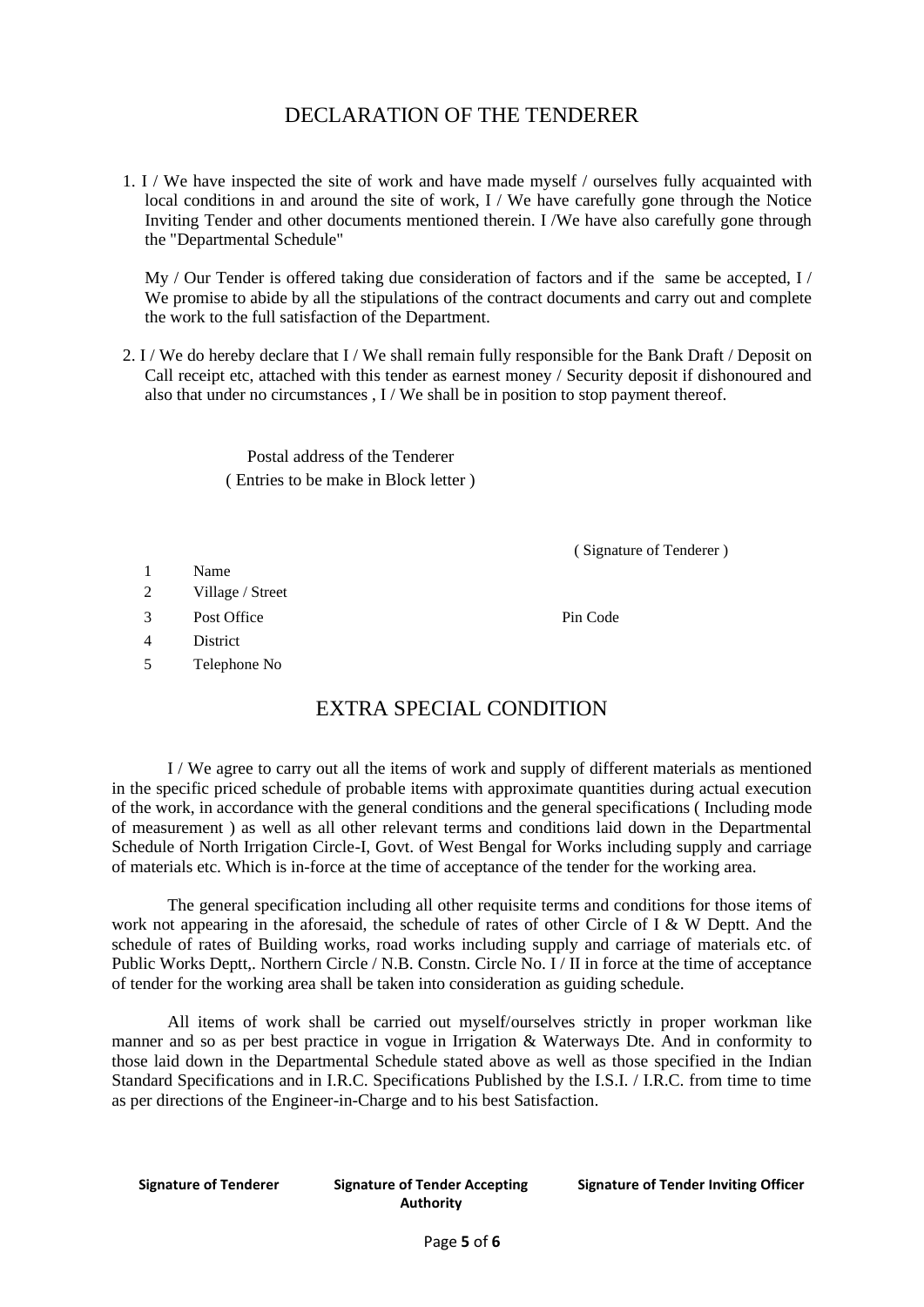# DECLARATION OF THE TENDERER

1. I / We have inspected the site of work and have made myself / ourselves fully acquainted with local conditions in and around the site of work, I / We have carefully gone through the Notice Inviting Tender and other documents mentioned therein. I /We have also carefully gone through the "Departmental Schedule"

   My / Our Tender is offered taking due consideration of factors and if the same be accepted, I / We promise to abide by all the stipulations of the contract documents and carry out and complete the work to the full satisfaction of the Department.

2. I / We do hereby declare that I / We shall remain fully responsible for the Bank Draft / Deposit on Call receipt etc, attached with this tender as earnest money / Security deposit if dishonoured and also that under no circumstances , I / We shall be in position to stop payment thereof.

Postal address of the Tenderer
( Entries to be make in Block letter )

( Signature of Tenderer )

1 Name
2 Village / Street
3 Post Office Pin Code
4 District
5 Telephone No

# EXTRA SPECIAL CONDITION

I / We agree to carry out all the items of work and supply of different materials as mentioned in the specific priced schedule of probable items with approximate quantities during actual execution of the work, in accordance with the general conditions and the general specifications ( Including mode of measurement ) as well as all other relevant terms and conditions laid down in the Departmental Schedule of North Irrigation Circle-I, Govt. of West Bengal for Works including supply and carriage of materials etc. Which is in-force at the time of acceptance of the tender for the working area.

The general specification including all other requisite terms and conditions for those items of work not appearing in the aforesaid, the schedule of rates of other Circle of I & W Deptt. And the schedule of rates of Building works, road works including supply and carriage of materials etc. of Public Works Deptt,. Northern Circle / N.B. Constn. Circle No. I / II in force at the time of acceptance of tender for the working area shall be taken into consideration as guiding schedule.

All items of work shall be carried out myself/ourselves strictly in proper workman like manner and so as per best practice in vogue in Irrigation & Waterways Dte. And in conformity to those laid down in the Departmental Schedule stated above as well as those specified in the Indian Standard Specifications and in I.R.C. Specifications Published by the I.S.I. / I.R.C. from time to time as per directions of the Engineer-in-Charge and to his best Satisfaction.

**Signature of Tenderer** **Signature of Tender Accepting Authority** **Signature of Tender Inviting Officer**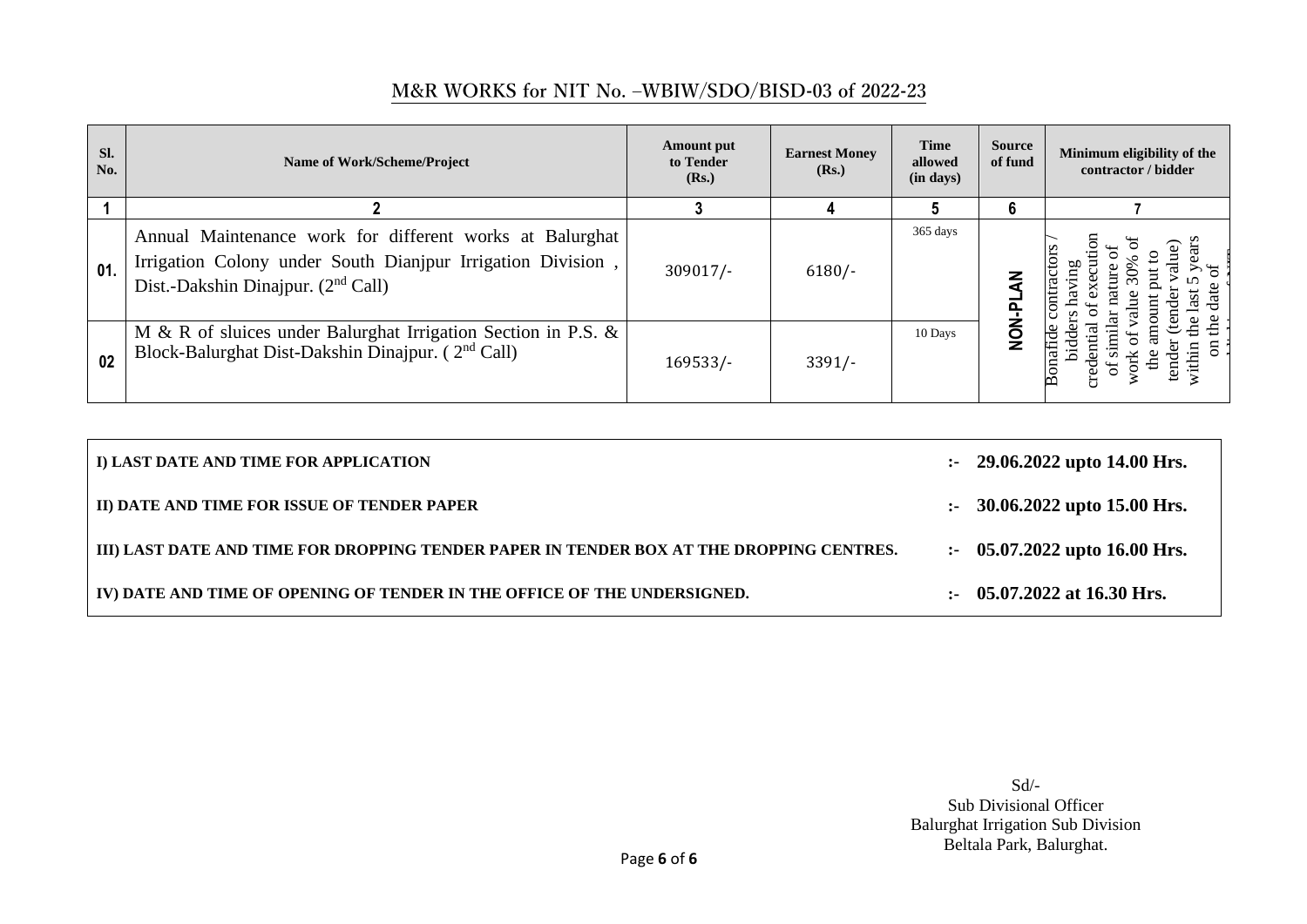## M&R WORKS for NIT No. –WBIW/SDO/BISD-03 of 2022-23

| Sl. No. | Name of Work/Scheme/Project | Amount put to Tender (Rs.) | Earnest Money (Rs.) | Time allowed (in days) | Source of fund | Minimum eligibility of the contractor / bidder |
|---|---|---|---|---|---|---|
| 1 | 2 | 3 | 4 | 5 | 6 | 7 |
| 01. | Annual Maintenance work for different works at Balurghat Irrigation Colony under South Dianjpur Irrigation Division , Dist.-Dakshin Dinajpur. (2nd Call) | 309017/- | 6180/- | 365 days | NON-PLAN | Bonafide contractors / bidders having credential of execution of similar nature of work of value 30% of the amount put to tender (tender value) within the last 5 years on the date of |
| 02 | M & R of sluices under Balurghat Irrigation Section in P.S. & Block-Balurghat Dist-Dakshin Dinajpur. ( 2nd Call) | 169533/- | 3391/- | 10 Days | | |

| | | |
|---|---|---|
| I) LAST DATE AND TIME FOR APPLICATION | :- | 29.06.2022 upto 14.00 Hrs. |
| II) DATE AND TIME FOR ISSUE OF TENDER PAPER | :- | 30.06.2022 upto 15.00 Hrs. |
| III) LAST DATE AND TIME FOR DROPPING TENDER PAPER IN TENDER BOX AT THE DROPPING CENTRES. | :- | 05.07.2022 upto 16.00 Hrs. |
| IV) DATE AND TIME OF OPENING OF TENDER IN THE OFFICE OF THE UNDERSIGNED. | :- | 05.07.2022 at 16.30 Hrs. |

Sd/-
Sub Divisional Officer
Balurghat Irrigation Sub Division
Beltala Park, Balurghat.